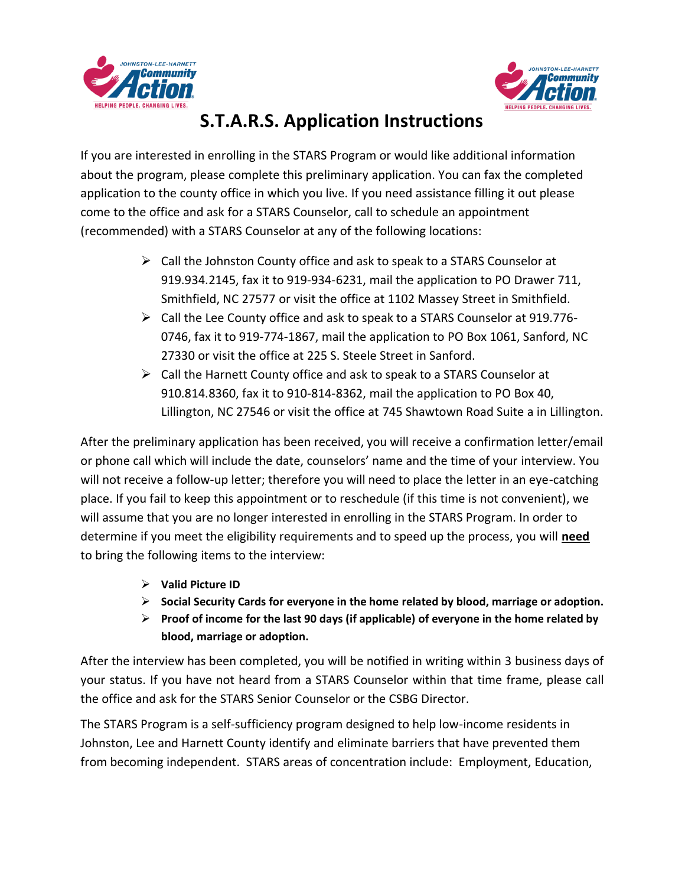# S.T.A.R.S. Application Instructions

If you are interested in enrolling in the STARS Program or would like additional information about the program, please complete this preliminary application. You can fax the completed application to the county office in which you live. If you need assistance filling it out please come to the office and ask for a STARS Counselor, call to schedule an appointment (recommended) with a STARS Counselor at any of the following locations:

- Call the Johnston County office and ask to speak to a STARS Counselor at 919.934.2145, fax it to 919-934-6231, mail the application to PO Drawer 711, Smithfield, NC 27577 or visit the office at 1102 Massey Street in Smithfield.
- Call the Lee County office and ask to speak to a STARS Counselor at 919.776-0746, fax it to 919-774-1867, mail the application to PO Box 1061, Sanford, NC 27330 or visit the office at 225 S. Steele Street in Sanford.
- Call the Harnett County office and ask to speak to a STARS Counselor at 910.814.8360, fax it to 910-814-8362, mail the application to PO Box 40, Lillington, NC 27546 or visit the office at 745 Shawtown Road Suite a in Lillington.

After the preliminary application has been received, you will receive a confirmation letter/email or phone call which will include the date, counselors' name and the time of your interview. You will not receive a follow-up letter; therefore you will need to place the letter in an eye-catching place. If you fail to keep this appointment or to reschedule (if this time is not convenient), we will assume that you are no longer interested in enrolling in the STARS Program. In order to determine if you meet the eligibility requirements and to speed up the process, you will **need** to bring the following items to the interview:

- **Valid Picture ID**
- **Social Security Cards for everyone in the home related by blood, marriage or adoption.**
- **Proof of income for the last 90 days (if applicable) of everyone in the home related by blood, marriage or adoption.**

After the interview has been completed, you will be notified in writing within 3 business days of your status. If you have not heard from a STARS Counselor within that time frame, please call the office and ask for the STARS Senior Counselor or the CSBG Director.

The STARS Program is a self-sufficiency program designed to help low-income residents in Johnston, Lee and Harnett County identify and eliminate barriers that have prevented them from becoming independent. STARS areas of concentration include: Employment, Education,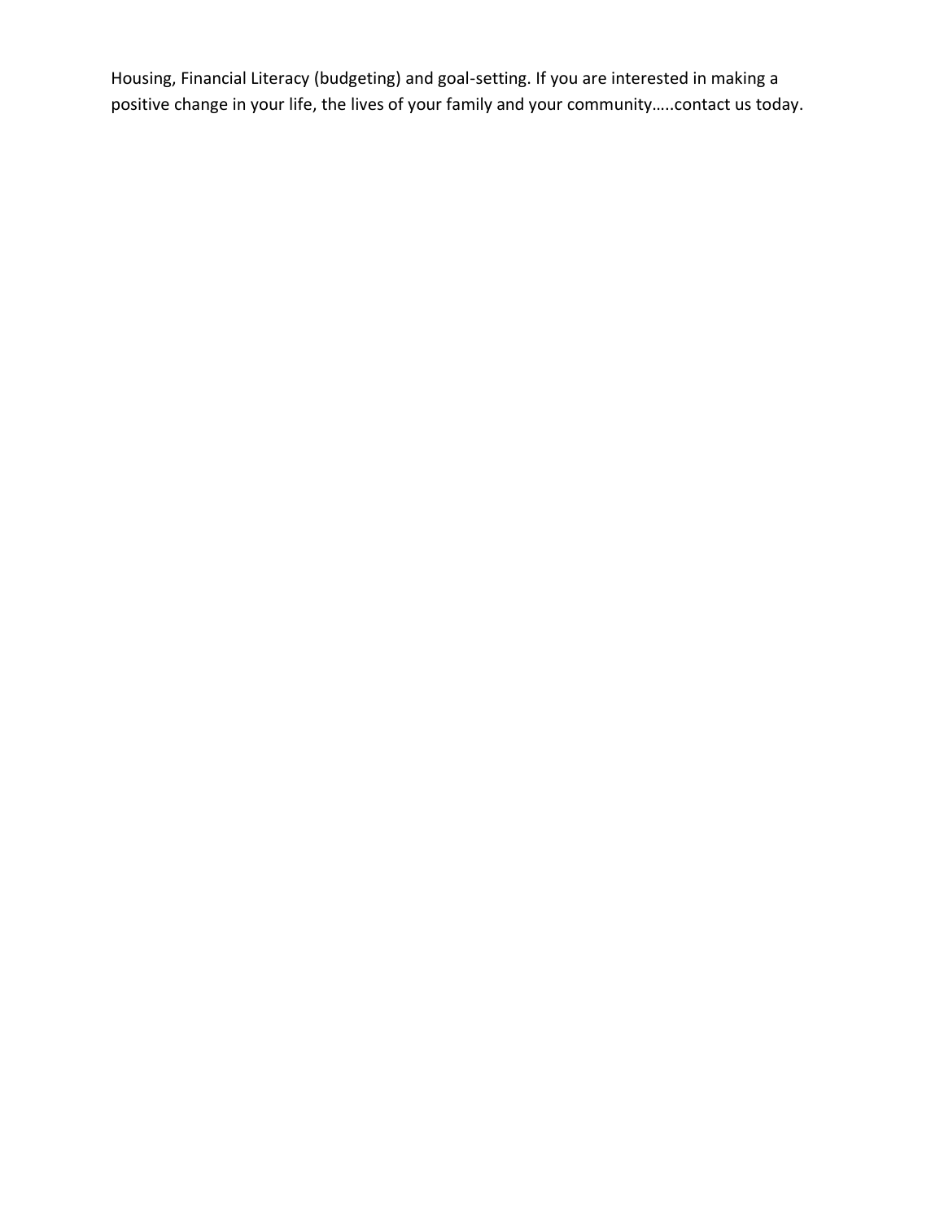Housing, Financial Literacy (budgeting) and goal-setting. If you are interested in making a positive change in your life, the lives of your family and your community…..contact us today.